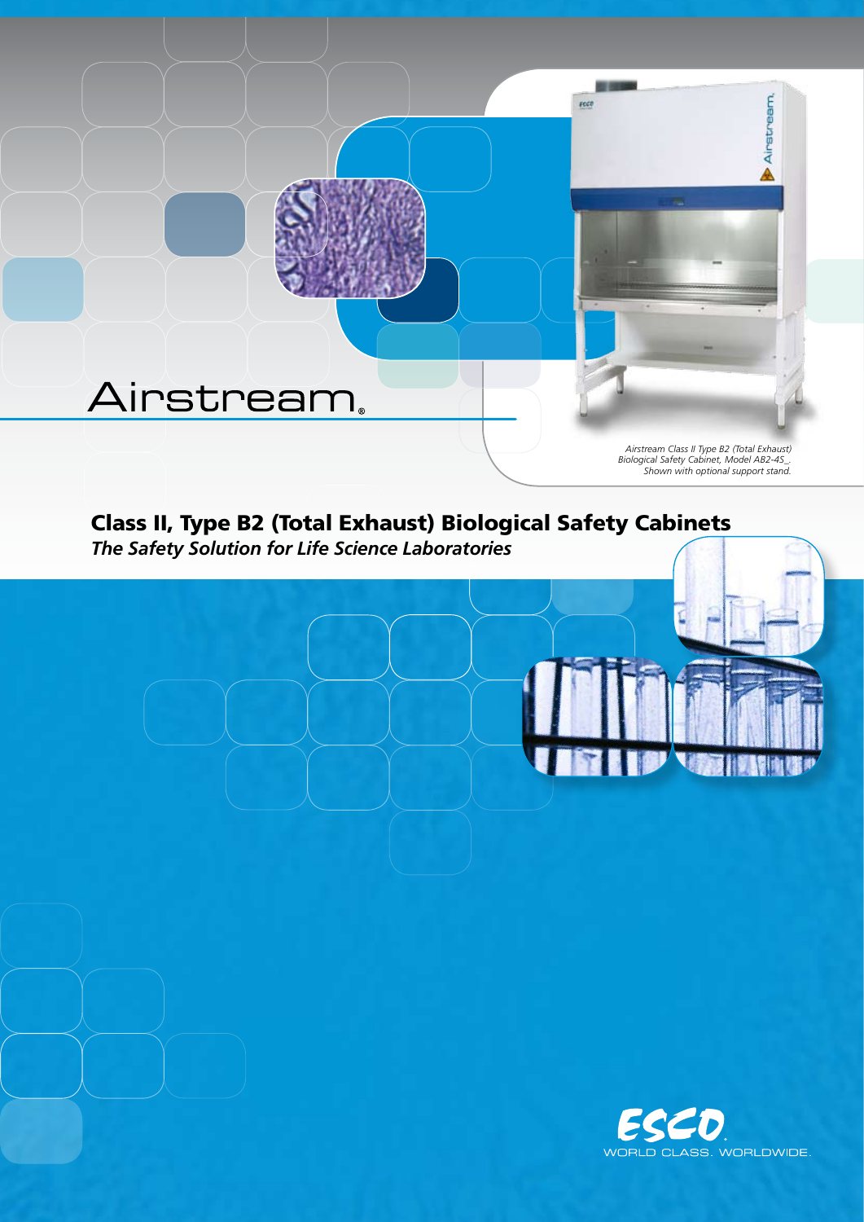# Airstream®

*Airstream Class II Type B2 (Total Exhaust) Biological Safety Cabinet, Model AB2-4S_. Shown with optional support stand.*

## Class II, Type B2 (Total Exhaust) Biological Safety Cabinets

***The Safety Solution for Life Science Laboratories***

ESCO

WORLD CLASS. WORLDWIDE.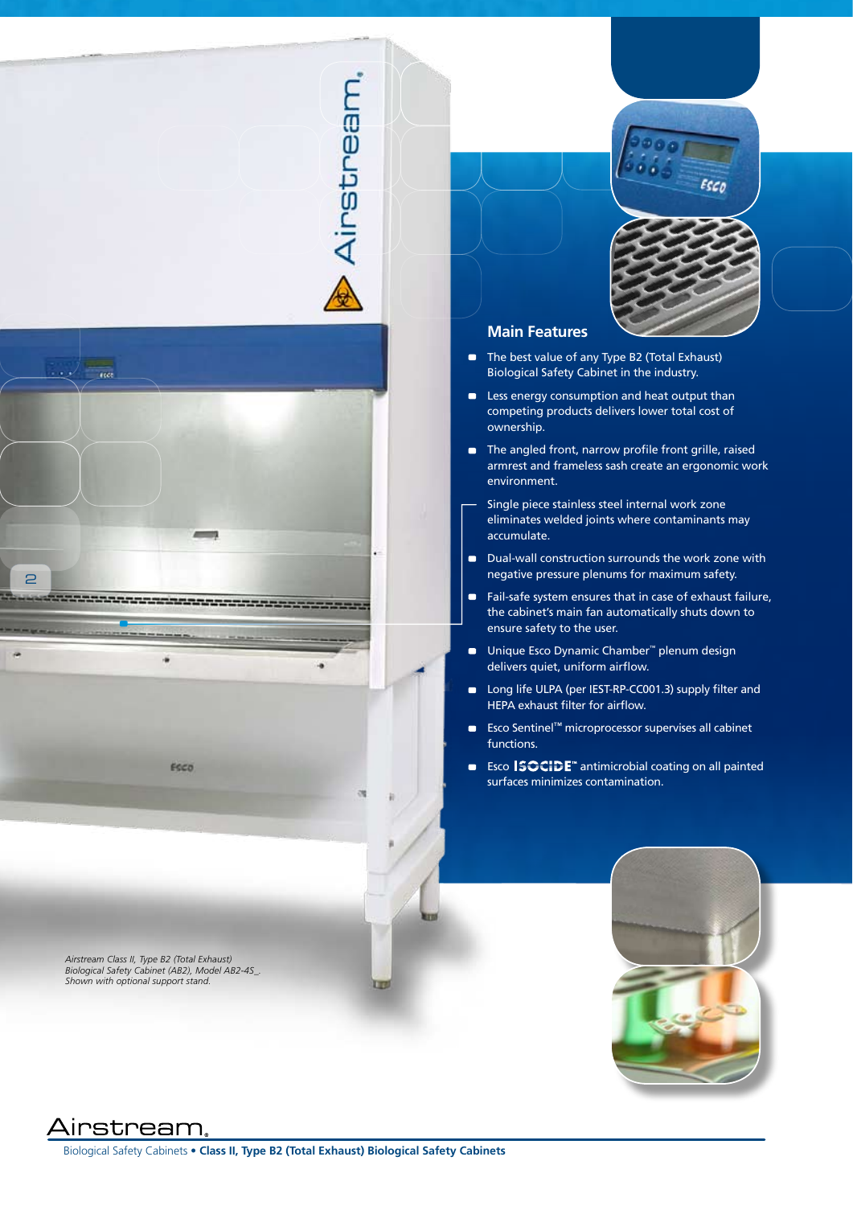## Main Features

- The best value of any Type B2 (Total Exhaust) Biological Safety Cabinet in the industry.
- Less energy consumption and heat output than competing products delivers lower total cost of ownership.
- The angled front, narrow profile front grille, raised armrest and frameless sash create an ergonomic work environment.
- Single piece stainless steel internal work zone eliminates welded joints where contaminants may accumulate.
- Dual-wall construction surrounds the work zone with negative pressure plenums for maximum safety.
- Fail-safe system ensures that in case of exhaust failure, the cabinet's main fan automatically shuts down to ensure safety to the user.
- Unique Esco Dynamic Chamber™ plenum design delivers quiet, uniform airflow.
- Long life ULPA (per IEST-RP-CC001.3) supply filter and HEPA exhaust filter for airflow.
- Esco Sentinel™ microprocessor supervises all cabinet functions.
- Esco ISOCIDE™ antimicrobial coating on all painted surfaces minimizes contamination.

*Airstream Class II, Type B2 (Total Exhaust) Biological Safety Cabinet (AB2), Model AB2-4S_. Shown with optional support stand.*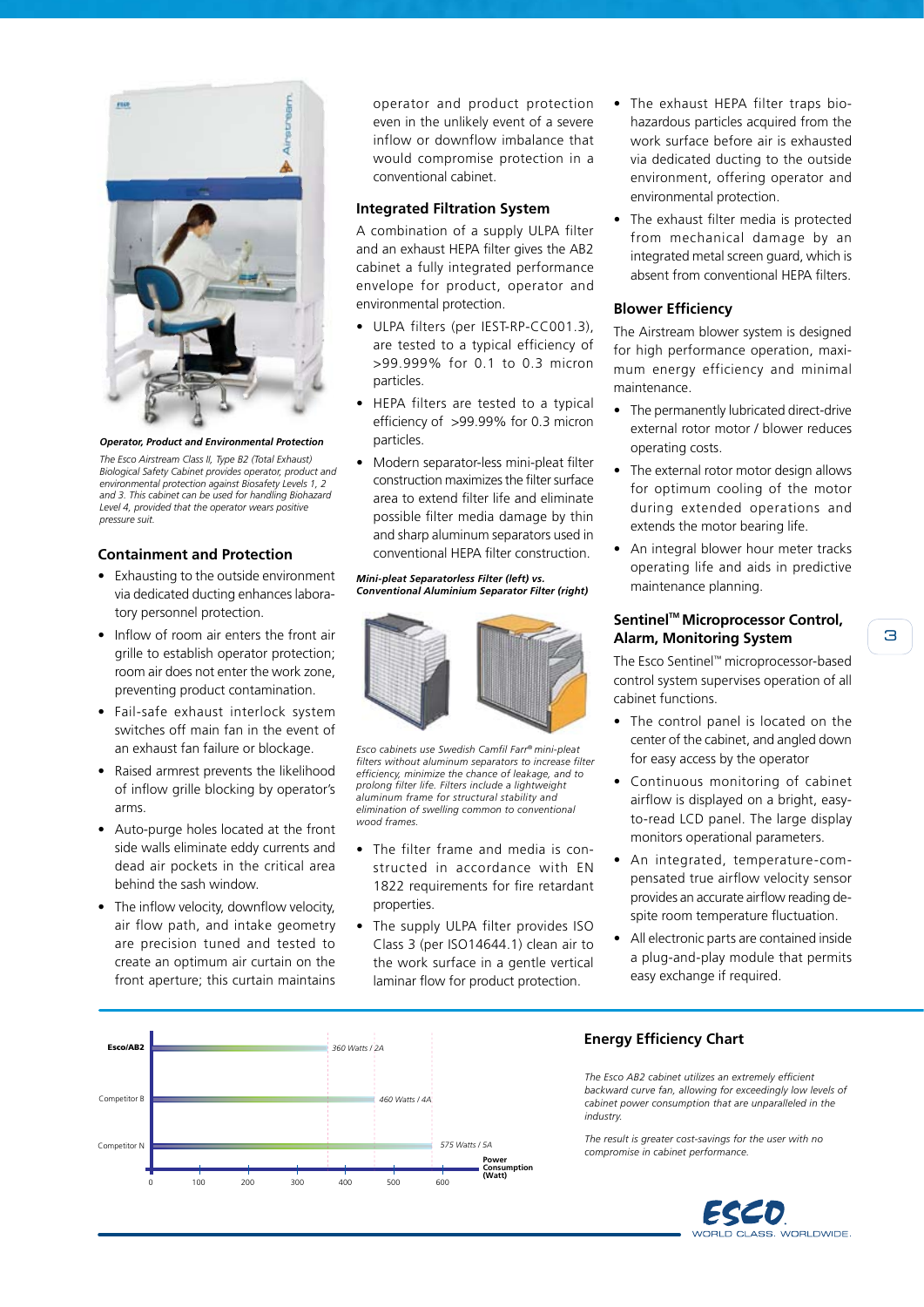***Operator, Product and Environmental Protection***

*The Esco Airstream Class II, Type B2 (Total Exhaust) Biological Safety Cabinet provides operator, product and environmental protection against Biosafety Levels 1, 2 and 3. This cabinet can be used for handling Biohazard Level 4, provided that the operator wears positive pressure suit.*

## Containment and Protection

- Exhausting to the outside environment via dedicated ducting enhances laboratory personnel protection.
- Inflow of room air enters the front air grille to establish operator protection; room air does not enter the work zone, preventing product contamination.
- Fail-safe exhaust interlock system switches off main fan in the event of an exhaust fan failure or blockage.
- Raised armrest prevents the likelihood of inflow grille blocking by operator's arms.
- Auto-purge holes located at the front side walls eliminate eddy currents and dead air pockets in the critical area behind the sash window.
- The inflow velocity, downflow velocity, air flow path, and intake geometry are precision tuned and tested to create an optimum air curtain on the front aperture; this curtain maintains operator and product protection even in the unlikely event of a severe inflow or downflow imbalance that would compromise protection in a conventional cabinet.

## Integrated Filtration System

A combination of a supply ULPA filter and an exhaust HEPA filter gives the AB2 cabinet a fully integrated performance envelope for product, operator and environmental protection.

- ULPA filters (per IEST-RP-CC001.3), are tested to a typical efficiency of >99.999% for 0.1 to 0.3 micron particles.
- HEPA filters are tested to a typical efficiency of >99.99% for 0.3 micron particles.
- Modern separator-less mini-pleat filter construction maximizes the filter surface area to extend filter life and eliminate possible filter media damage by thin and sharp aluminum separators used in conventional HEPA filter construction.

***Mini-pleat Separatorless Filter (left) vs. Conventional Aluminium Separator Filter (right)***

*Esco cabinets use Swedish Camfil Farr® mini-pleat filters without aluminum separators to increase filter efficiency, minimize the chance of leakage, and to prolong filter life. Filters include a lightweight aluminum frame for structural stability and elimination of swelling common to conventional wood frames.*

- The filter frame and media is constructed in accordance with EN 1822 requirements for fire retardant properties.
- The supply ULPA filter provides ISO Class 3 (per ISO14644.1) clean air to the work surface in a gentle vertical laminar flow for product protection.
- The exhaust HEPA filter traps biohazardous particles acquired from the work surface before air is exhausted via dedicated ducting to the outside environment, offering operator and environmental protection.
- The exhaust filter media is protected from mechanical damage by an integrated metal screen guard, which is absent from conventional HEPA filters.

## Blower Efficiency

The Airstream blower system is designed for high performance operation, maximum energy efficiency and minimal maintenance.

- The permanently lubricated direct-drive external rotor motor / blower reduces operating costs.
- The external rotor motor design allows for optimum cooling of the motor during extended operations and extends the motor bearing life.
- An integral blower hour meter tracks operating life and aids in predictive maintenance planning.

## Sentinel™ Microprocessor Control, Alarm, Monitoring System

The Esco Sentinel™ microprocessor-based control system supervises operation of all cabinet functions.

- The control panel is located on the center of the cabinet, and angled down for easy access by the operator
- Continuous monitoring of cabinet airflow is displayed on a bright, easy-to-read LCD panel. The large display monitors operational parameters.
- An integrated, temperature-compensated true airflow velocity sensor provides an accurate airflow reading despite room temperature fluctuation.
- All electronic parts are contained inside a plug-and-play module that permits easy exchange if required.

## Energy Efficiency Chart

| | Power Consumption (Watt) |
|---|---|
| Esco/AB2 | 360 Watts / 2A |
| Competitor B | 460 Watts / 4A |
| Competitor N | 575 Watts / 5A |

*The Esco AB2 cabinet utilizes an extremely efficient backward curve fan, allowing for exceedingly low levels of cabinet power consumption that are unparalleled in the industry.*

*The result is greater cost-savings for the user with no compromise in cabinet performance.*

ESCO — WORLD CLASS. WORLDWIDE.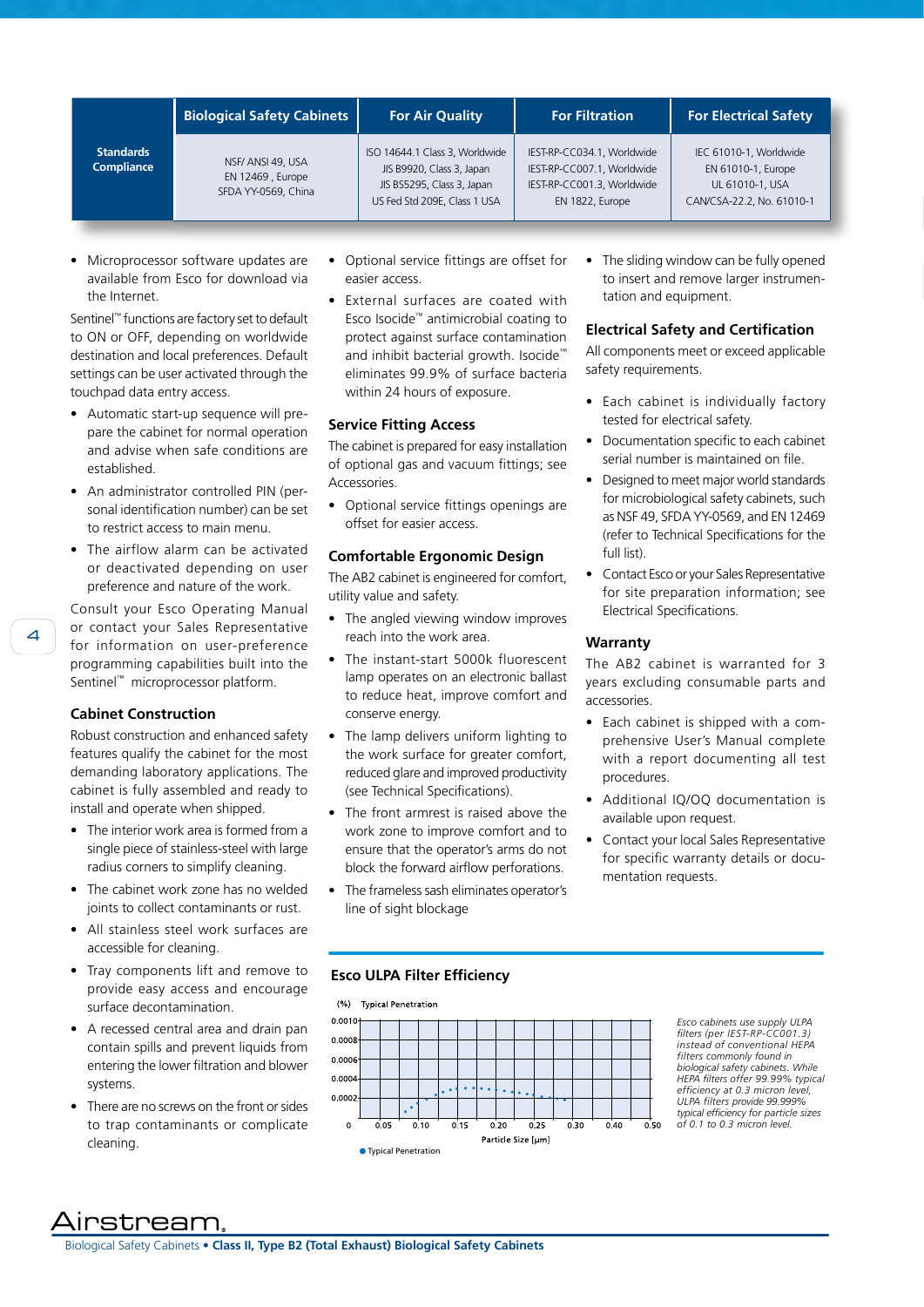| Standards Compliance | Biological Safety Cabinets | For Air Quality | For Filtration | For Electrical Safety |
|---|---|---|---|---|
| | NSF/ ANSI 49, USA<br>EN 12469 , Europe<br>SFDA YY-0569, China | ISO 14644.1 Class 3, Worldwide<br>JIS B9920, Class 3, Japan<br>JIS BS5295, Class 3, Japan<br>US Fed Std 209E, Class 1 USA | IEST-RP-CC034.1, Worldwide<br>IEST-RP-CC007.1, Worldwide<br>IEST-RP-CC001.3, Worldwide<br>EN 1822, Europe | IEC 61010-1, Worldwide<br>EN 61010-1, Europe<br>UL 61010-1, USA<br>CAN/CSA-22.2, No. 61010-1 |

- Microprocessor software updates are available from Esco for download via the Internet.

Sentinel™ functions are factory set to default to ON or OFF, depending on worldwide destination and local preferences. Default settings can be user activated through the touchpad data entry access.

- Automatic start-up sequence will prepare the cabinet for normal operation and advise when safe conditions are established.
- An administrator controlled PIN (personal identification number) can be set to restrict access to main menu.
- The airflow alarm can be activated or deactivated depending on user preference and nature of the work.

Consult your Esco Operating Manual or contact your Sales Representative for information on user-preference programming capabilities built into the Sentinel™ microprocessor platform.

## Cabinet Construction

Robust construction and enhanced safety features qualify the cabinet for the most demanding laboratory applications. The cabinet is fully assembled and ready to install and operate when shipped.

- The interior work area is formed from a single piece of stainless-steel with large radius corners to simplify cleaning.
- The cabinet work zone has no welded joints to collect contaminants or rust.
- All stainless steel work surfaces are accessible for cleaning.
- Tray components lift and remove to provide easy access and encourage surface decontamination.
- A recessed central area and drain pan contain spills and prevent liquids from entering the lower filtration and blower systems.
- There are no screws on the front or sides to trap contaminants or complicate cleaning.
- Optional service fittings are offset for easier access.
- External surfaces are coated with Esco Isocide™ antimicrobial coating to protect against surface contamination and inhibit bacterial growth. Isocide™ eliminates 99.9% of surface bacteria within 24 hours of exposure.

## Service Fitting Access

The cabinet is prepared for easy installation of optional gas and vacuum fittings; see Accessories.

- Optional service fittings openings are offset for easier access.

## Comfortable Ergonomic Design

The AB2 cabinet is engineered for comfort, utility value and safety.

- The angled viewing window improves reach into the work area.
- The instant-start 5000k fluorescent lamp operates on an electronic ballast to reduce heat, improve comfort and conserve energy.
- The lamp delivers uniform lighting to the work surface for greater comfort, reduced glare and improved productivity (see Technical Specifications).
- The front armrest is raised above the work zone to improve comfort and to ensure that the operator's arms do not block the forward airflow perforations.
- The frameless sash eliminates operator's line of sight blockage
- The sliding window can be fully opened to insert and remove larger instrumentation and equipment.

## Electrical Safety and Certification

All components meet or exceed applicable safety requirements.

- Each cabinet is individually factory tested for electrical safety.
- Documentation specific to each cabinet serial number is maintained on file.
- Designed to meet major world standards for microbiological safety cabinets, such as NSF 49, SFDA YY-0569, and EN 12469 (refer to Technical Specifications for the full list).
- Contact Esco or your Sales Representative for site preparation information; see Electrical Specifications.

## Warranty

The AB2 cabinet is warranted for 3 years excluding consumable parts and accessories.

- Each cabinet is shipped with a comprehensive User's Manual complete with a report documenting all test procedures.
- Additional IQ/OQ documentation is available upon request.
- Contact your local Sales Representative for specific warranty details or documentation requests.

## Esco ULPA Filter Efficiency

(%) Typical Penetration

Particle Size [μm]

● Typical Penetration

*Esco cabinets use supply ULPA filters (per IEST-RP-CC001.3) instead of conventional HEPA filters commonly found in biological safety cabinets. While HEPA filters offer 99.99% typical efficiency at 0.3 micron level, ULPA filters provide 99.999% typical efficiency for particle sizes of 0.1 to 0.3 micron level.*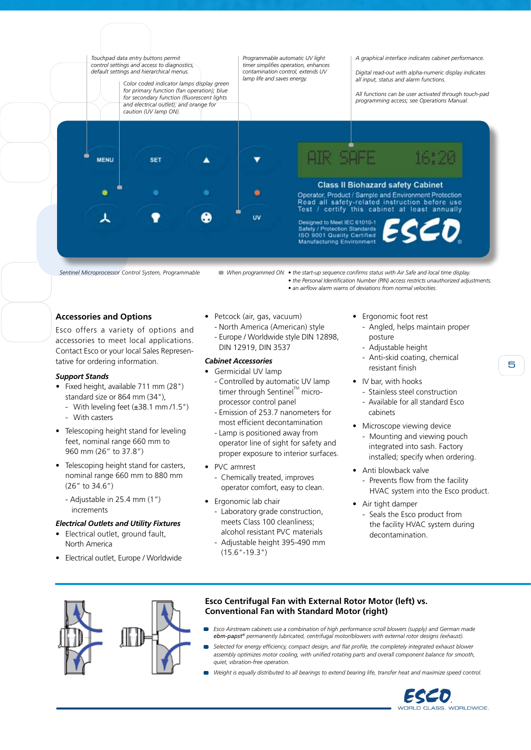Touchpad data entry buttons permit control settings and access to diagnostics, default settings and hierarchical menus.

Color coded indicator lamps display green for primary function (fan operation); blue for secondary function (fluorescent lights and electrical outlet); and orange for caution (UV lamp ON).

Programmable automatic UV light timer simplifies operation, enhances contamination control, extends UV lamp life and saves energy.

A graphical interface indicates cabinet performance.

Digital read-out with alpha-numeric display indicates all input, status and alarm functions.

All functions can be user activated through touch-pad programming access; see Operations Manual.

MENU SET ▲ ▼ UV

AIR SAFE 16:20

**Class II Biohazard safety Cabinet**

Operator, Product / Sample and Environment Protection
Read all safety-related instruction before use
Test / certify this cabinet at least annually

Designed to Meet IEC 61010-1 Safety / Protection Standards
ISO 9001 Quality Certified Manufacturing Environment

ESCO

*Sentinel Microprocessor Control System, Programmable*

*When programmed ON*
- *the start-up sequence confirms status with Air Safe and local time display.*
- *the Personal Identification Number (PIN) access restricts unauthorized adjustments.*
- *an airflow alarm warns of deviations from normal velocities.*

## Accessories and Options

Esco offers a variety of options and accessories to meet local applications. Contact Esco or your local Sales Representative for ordering information.

### *Support Stands*

- Fixed height, available 711 mm (28") standard size or 864 mm (34"),
  - With leveling feet (±38.1 mm /1.5")
  - With casters
- Telescoping height stand for leveling feet, nominal range 660 mm to 960 mm (26" to 37.8")
- Telescoping height stand for casters, nominal range 660 mm to 880 mm (26" to 34.6")
  - Adjustable in 25.4 mm (1") increments

### *Electrical Outlets and Utility Fixtures*

- Electrical outlet, ground fault, North America
- Electrical outlet, Europe / Worldwide
- Petcock (air, gas, vacuum)
  - North America (American) style
  - Europe / Worldwide style DIN 12898, DIN 12919, DIN 3537

### *Cabinet Accessories*

- Germicidal UV lamp
  - Controlled by automatic UV lamp timer through Sentinel™ microprocessor control panel
  - Emission of 253.7 nanometers for most efficient decontamination
  - Lamp is positioned away from operator line of sight for safety and proper exposure to interior surfaces.
- PVC armrest
  - Chemically treated, improves operator comfort, easy to clean.
- Ergonomic lab chair
  - Laboratory grade construction, meets Class 100 cleanliness; alcohol resistant PVC materials
  - Adjustable height 395-490 mm (15.6"-19.3")
- Ergonomic foot rest
  - Angled, helps maintain proper posture
  - Adjustable height
  - Anti-skid coating, chemical resistant finish
- IV bar, with hooks
  - Stainless steel construction
  - Available for all standard Esco cabinets
- Microscope viewing device
  - Mounting and viewing pouch integrated into sash. Factory installed; specify when ordering.
- Anti blowback valve
  - Prevents flow from the facility HVAC system into the Esco product.
- Air tight damper
  - Seals the Esco product from the facility HVAC system during decontamination.

## Esco Centrifugal Fan with External Rotor Motor (left) vs. Conventional Fan with Standard Motor (right)

- *Esco Airstream cabinets use a combination of high performance scroll blowers (supply) and German made ebm-papst® permanently lubricated, centrifugal motor/blowers with external rotor designs (exhaust).*
- *Selected for energy efficiency, compact design, and flat profile, the completely integrated exhaust blower assembly optimizes motor cooling, with unified rotating parts and overall component balance for smooth, quiet, vibration-free operation.*
- *Weight is equally distributed to all bearings to extend bearing life, transfer heat and maximize speed control.*

ESCO WORLD CLASS. WORLDWIDE.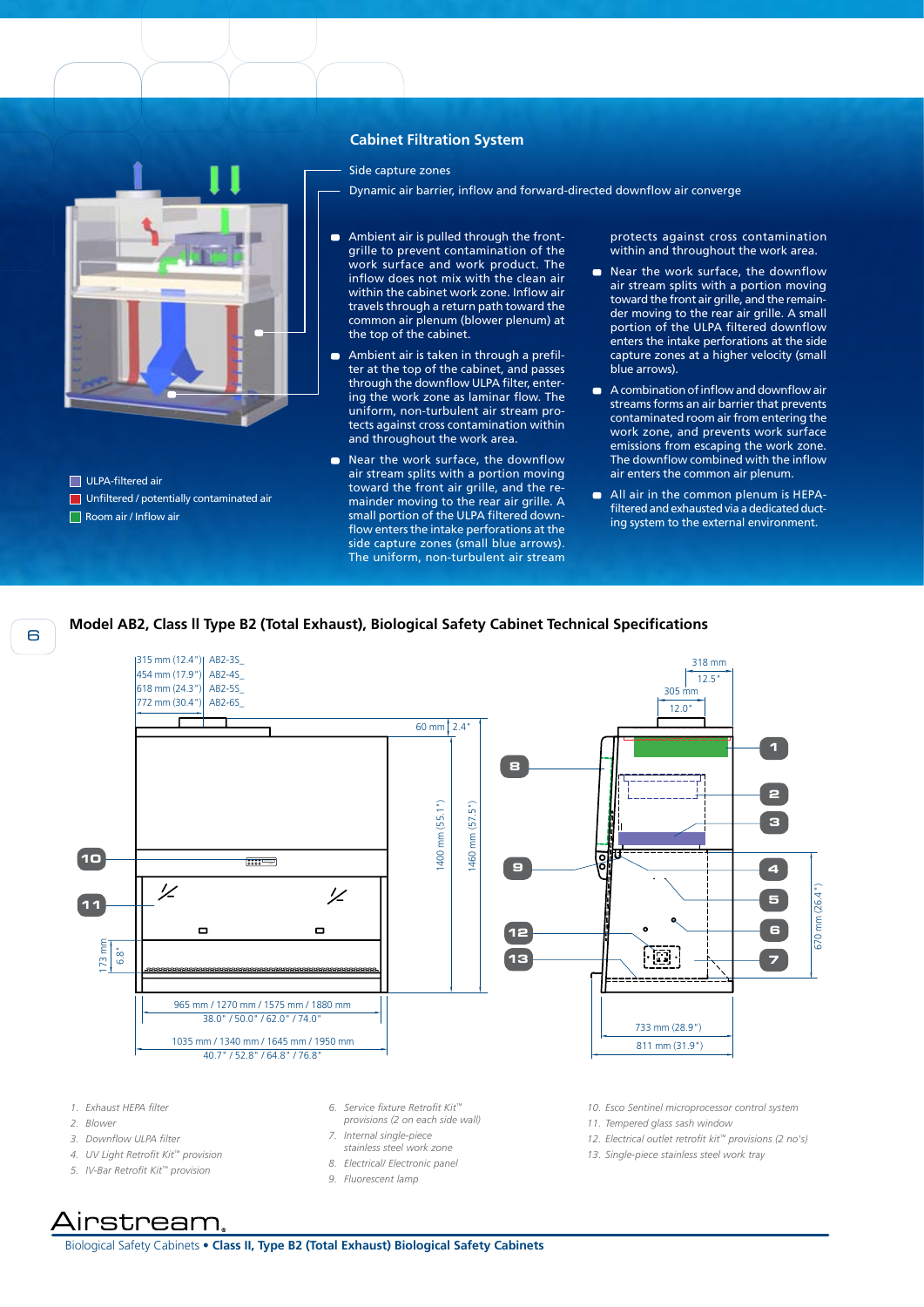## Cabinet Filtration System

- Side capture zones
- Dynamic air barrier, inflow and forward-directed downflow air converge

- Ambient air is pulled through the front-grille to prevent contamination of the work surface and work product. The inflow does not mix with the clean air within the cabinet work zone. Inflow air travels through a return path toward the common air plenum (blower plenum) at the top of the cabinet.
- Ambient air is taken in through a prefilter at the top of the cabinet, and passes through the downflow ULPA filter, entering the work zone as laminar flow. The uniform, non-turbulent air stream protects against cross contamination within and throughout the work area.
- Near the work surface, the downflow air stream splits with a portion moving toward the front air grille, and the remainder moving to the rear air grille. A small portion of the ULPA filtered downflow enters the intake perforations at the side capture zones (small blue arrows). The uniform, non-turbulent air stream protects against cross contamination within and throughout the work area.
- Near the work surface, the downflow air stream splits with a portion moving toward the front air grille, and the remainder moving to the rear air grille. A small portion of the ULPA filtered downflow enters the intake perforations at the side capture zones at a higher velocity (small blue arrows).
- A combination of inflow and downflow air streams forms an air barrier that prevents contaminated room air from entering the work zone, and prevents work surface emissions from escaping the work zone. The downflow combined with the inflow air enters the common air plenum.
- All air in the common plenum is HEPA-filtered and exhausted via a dedicated ducting system to the external environment.

- ULPA-filtered air
- Unfiltered / potentially contaminated air
- Room air / Inflow air

## Model AB2, Class II Type B2 (Total Exhaust), Biological Safety Cabinet Technical Specifications

| Dimension | Model |
|---|---|
| 315 mm (12.4") | AB2-3S_ |
| 454 mm (17.9") | AB2-4S_ |
| 618 mm (24.3") | AB2-5S_ |
| 772 mm (30.4") | AB2-6S_ |

60 mm | 2.4"; 1400 mm (55.1"); 1460 mm (57.5"); 173 mm | 6.8"

965 mm / 1270 mm / 1575 mm / 1880 mm — 38.0" / 50.0" / 62.0" / 74.0"

1035 mm / 1340 mm / 1645 mm / 1950 mm — 40.7" / 52.8" / 64.8" / 76.8"

318 mm | 12.5"; 305 mm | 12.0"; 670 mm (26.4"); 733 mm (28.9"); 811 mm (31.9")

1. *Exhaust HEPA filter*
2. *Blower*
3. *Downflow ULPA filter*
4. *UV Light Retrofit Kit™ provision*
5. *IV-Bar Retrofit Kit™ provision*
6. *Service fixture Retrofit Kit™ provisions (2 on each side wall)*
7. *Internal single-piece stainless steel work zone*
8. *Electrical/ Electronic panel*
9. *Fluorescent lamp*
10. *Esco Sentinel microprocessor control system*
11. *Tempered glass sash window*
12. *Electrical outlet retrofit kit™ provisions (2 no's)*
13. *Single-piece stainless steel work tray*

Airstream.

Biological Safety Cabinets • **Class II, Type B2 (Total Exhaust) Biological Safety Cabinets**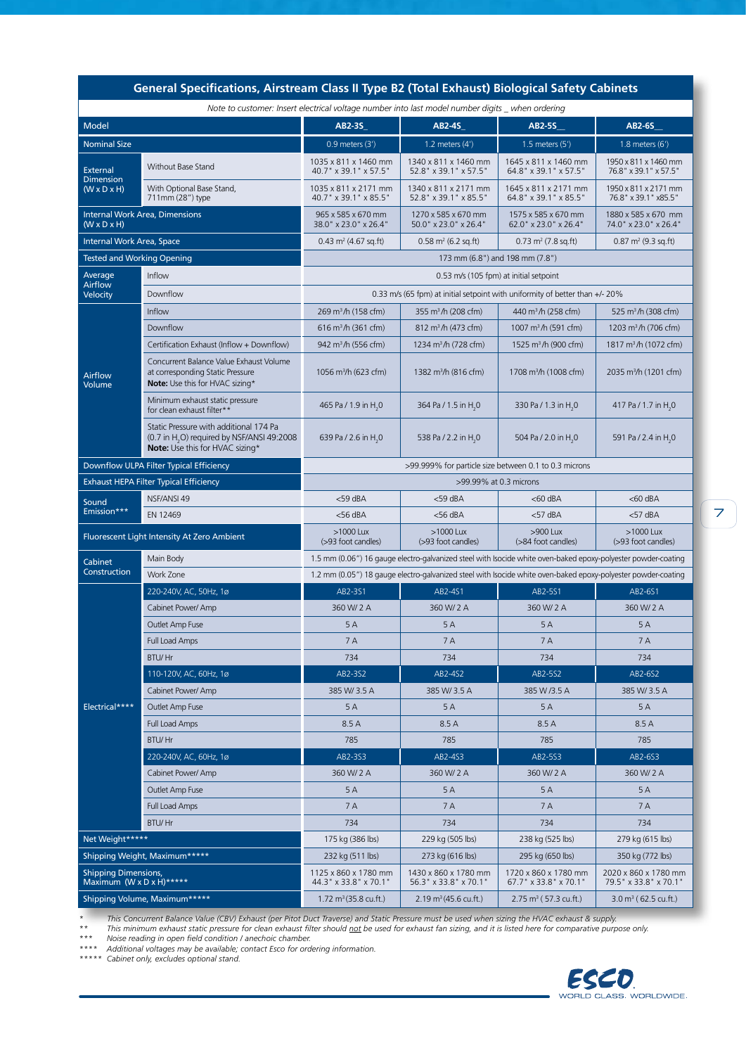## General Specifications, Airstream Class II Type B2 (Total Exhaust) Biological Safety Cabinets

*Note to customer: Insert electrical voltage number into last model number digits _ when ordering*

| Model | | AB2-3S_ | AB2-4S_ | AB2-5S__ | AB2-6S__ |
|---|---|---|---|---|---|
| Nominal Size | | 0.9 meters (3') | 1.2 meters (4') | 1.5 meters (5') | 1.8 meters (6') |
| External Dimension (W x D x H) | Without Base Stand | 1035 x 811 x 1460 mm 40.7" x 39.1" x 57.5" | 1340 x 811 x 1460 mm 52.8" x 39.1" x 57.5" | 1645 x 811 x 1460 mm 64.8" x 39.1" x 57.5" | 1950 x 811 x 1460 mm 76.8" x 39.1" x 57.5" |
| | With Optional Base Stand, 711mm (28") type | 1035 x 811 x 2171 mm 40.7" x 39.1" x 85.5" | 1340 x 811 x 2171 mm 52.8" x 39.1" x 85.5" | 1645 x 811 x 2171 mm 64.8" x 39.1" x 85.5" | 1950 x 811 x 2171 mm 76.8" x 39.1" x85.5" |
| Internal Work Area, Dimensions (W x D x H) | | 965 x 585 x 670 mm 38.0" x 23.0" x 26.4" | 1270 x 585 x 670 mm 50.0" x 23.0" x 26.4" | 1575 x 585 x 670 mm 62.0" x 23.0" x 26.4" | 1880 x 585 x 670 mm 74.0" x 23.0" x 26.4" |
| Internal Work Area, Space | | 0.43 $m^2$ (4.67 sq.ft) | 0.58 $m^2$ (6.2 sq.ft) | 0.73 $m^2$ (7.8 sq.ft) | 0.87 $m^2$ (9.3 sq.ft) |
| Tested and Working Opening | | 173 mm (6.8") and 198 mm (7.8") | | | |
| Average Airflow Velocity | Inflow | 0.53 m/s (105 fpm) at initial setpoint | | | |
| | Downflow | 0.33 m/s (65 fpm) at initial setpoint with uniformity of better than +/- 20% | | | |
| Airflow Volume | Inflow | 269 $m^3$/h (158 cfm) | 355 $m^3$/h (208 cfm) | 440 $m^3$/h (258 cfm) | 525 $m^3$/h (308 cfm) |
| | Downflow | 616 $m^3$/h (361 cfm) | 812 $m^3$/h (473 cfm) | 1007 $m^3$/h (591 cfm) | 1203 $m^3$/h (706 cfm) |
| | Certification Exhaust (Inflow + Downflow) | 942 $m^3$/h (556 cfm) | 1234 $m^3$/h (728 cfm) | 1525 $m^3$/h (900 cfm) | 1817 $m^3$/h (1072 cfm) |
| | Concurrent Balance Value Exhaust Volume at corresponding Static Pressure **Note:** Use this for HVAC sizing* | 1056 $m^3$/h (623 cfm) | 1382 $m^3$/h (816 cfm) | 1708 $m^3$/h (1008 cfm) | 2035 $m^3$/h (1201 cfm) |
| | Minimum exhaust static pressure for clean exhaust filter** | 465 Pa / 1.9 in $H_2O$ | 364 Pa / 1.5 in $H_2O$ | 330 Pa / 1.3 in $H_2O$ | 417 Pa / 1.7 in $H_2O$ |
| | Static Pressure with additional 174 Pa (0.7 in $H_2O$) required by NSF/ANSI 49:2008 **Note:** Use this for HVAC sizing* | 639 Pa / 2.6 in $H_2O$ | 538 Pa / 2.2 in $H_2O$ | 504 Pa / 2.0 in $H_2O$ | 591 Pa / 2.4 in $H_2O$ |
| Downflow ULPA Filter Typical Efficiency | | >99.999% for particle size between 0.1 to 0.3 microns | | | |
| Exhaust HEPA Filter Typical Efficiency | | >99.99% at 0.3 microns | | | |
| Sound Emission*** | NSF/ANSI 49 | <59 dBA | <59 dBA | <60 dBA | <60 dBA |
| | EN 12469 | <56 dBA | <56 dBA | <57 dBA | <57 dBA |
| Fluorescent Light Intensity At Zero Ambient | | >1000 Lux (>93 foot candles) | >1000 Lux (>93 foot candles) | >900 Lux (>84 foot candles) | >1000 Lux (>93 foot candles) |
| Cabinet Construction | Main Body | 1.5 mm (0.06") 16 gauge electro-galvanized steel with Isocide white oven-baked epoxy-polyester powder-coating | | | |
| | Work Zone | 1.2 mm (0.05") 18 gauge electro-galvanized steel with Isocide white oven-baked epoxy-polyester powder-coating | | | |
| Electrical**** | 220-240V, AC, 50Hz, 1ø | AB2-3S1 | AB2-4S1 | AB2-5S1 | AB2-6S1 |
| | Cabinet Power/ Amp | 360 W/ 2 A | 360 W/ 2 A | 360 W/ 2 A | 360 W/ 2 A |
| | Outlet Amp Fuse | 5 A | 5 A | 5 A | 5 A |
| | Full Load Amps | 7 A | 7 A | 7 A | 7 A |
| | BTU/ Hr | 734 | 734 | 734 | 734 |
| | 110-120V, AC, 60Hz, 1ø | AB2-3S2 | AB2-4S2 | AB2-5S2 | AB2-6S2 |
| | Cabinet Power/ Amp | 385 W/ 3.5 A | 385 W/ 3.5 A | 385 W /3.5 A | 385 W/ 3.5 A |
| | Outlet Amp Fuse | 5 A | 5 A | 5 A | 5 A |
| | Full Load Amps | 8.5 A | 8.5 A | 8.5 A | 8.5 A |
| | BTU/ Hr | 785 | 785 | 785 | 785 |
| | 220-240V, AC, 60Hz, 1ø | AB2-3S3 | AB2-4S3 | AB2-5S3 | AB2-6S3 |
| | Cabinet Power/ Amp | 360 W/ 2 A | 360 W/ 2 A | 360 W/ 2 A | 360 W/ 2 A |
| | Outlet Amp Fuse | 5 A | 5 A | 5 A | 5 A |
| | Full Load Amps | 7 A | 7 A | 7 A | 7 A |
| | BTU/ Hr | 734 | 734 | 734 | 734 |
| Net Weight***** | | 175 kg (386 lbs) | 229 kg (505 lbs) | 238 kg (525 lbs) | 279 kg (615 lbs) |
| Shipping Weight, Maximum***** | | 232 kg (511 lbs) | 273 kg (616 lbs) | 295 kg (650 lbs) | 350 kg (772 lbs) |
| Shipping Dimensions, Maximum (W x D x H)***** | | 1125 x 860 x 1780 mm 44.3" x 33.8" x 70.1" | 1430 x 860 x 1780 mm 56.3" x 33.8" x 70.1" | 1720 x 860 x 1780 mm 67.7" x 33.8" x 70.1" | 2020 x 860 x 1780 mm 79.5" x 33.8" x 70.1" |
| Shipping Volume, Maximum***** | | 1.72 $m^3$ (35.8 cu.ft.) | 2.19 $m^3$ (45.6 cu.ft.) | 2.75 $m^3$ ( 57.3 cu.ft.) | 3.0 $m^3$ ( 62.5 cu.ft.) |

\* *This Concurrent Balance Value (CBV) Exhaust (per Pitot Duct Traverse) and Static Pressure must be used when sizing the HVAC exhaust & supply.*

\*\* *This minimum exhaust static pressure for clean exhaust filter should not be used for exhaust fan sizing, and it is listed here for comparative purpose only.*

\*\*\* *Noise reading in open field condition / anechoic chamber.*

\*\*\*\* *Additional voltages may be available; contact Esco for ordering information.*

\*\*\*\*\* *Cabinet only, excludes optional stand.*

ESCO WORLD CLASS. WORLDWIDE.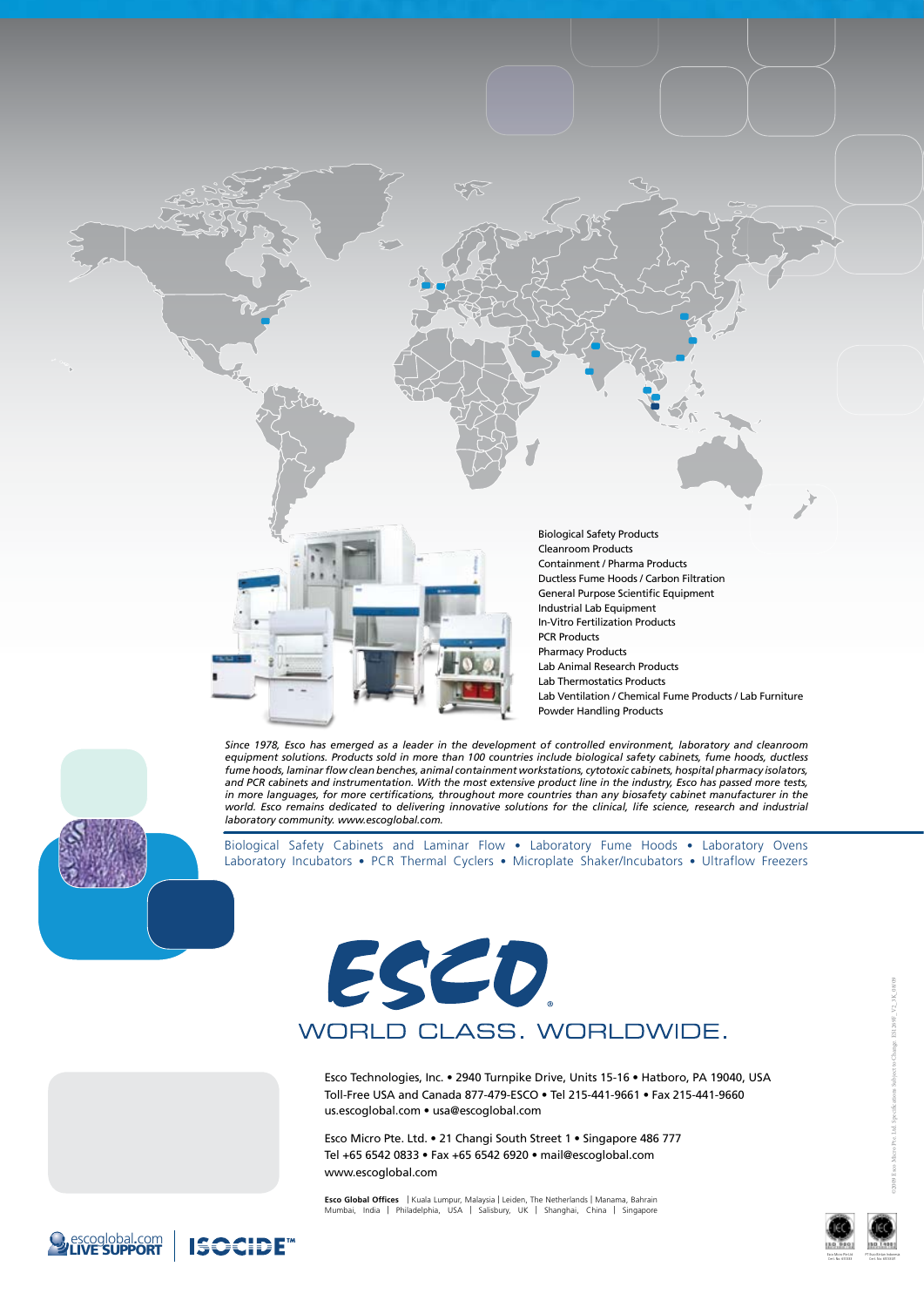Biological Safety Products
Cleanroom Products
Containment / Pharma Products
Ductless Fume Hoods / Carbon Filtration
General Purpose Scientific Equipment
Industrial Lab Equipment
In-Vitro Fertilization Products
PCR Products
Pharmacy Products
Lab Animal Research Products
Lab Thermostatics Products
Lab Ventilation / Chemical Fume Products / Lab Furniture
Powder Handling Products

*Since 1978, Esco has emerged as a leader in the development of controlled environment, laboratory and cleanroom equipment solutions. Products sold in more than 100 countries include biological safety cabinets, fume hoods, ductless fume hoods, laminar flow clean benches, animal containment workstations, cytotoxic cabinets, hospital pharmacy isolators, and PCR cabinets and instrumentation. With the most extensive product line in the industry, Esco has passed more tests, in more languages, for more certifications, throughout more countries than any biosafety cabinet manufacturer in the world. Esco remains dedicated to delivering innovative solutions for the clinical, life science, research and industrial laboratory community. www.escoglobal.com.*

Biological Safety Cabinets and Laminar Flow • Laboratory Fume Hoods • Laboratory Ovens
Laboratory Incubators • PCR Thermal Cyclers • Microplate Shaker/Incubators • Ultraflow Freezers

ESCO®

WORLD CLASS. WORLDWIDE.

Esco Technologies, Inc. • 2940 Turnpike Drive, Units 15-16 • Hatboro, PA 19040, USA
Toll-Free USA and Canada 877-479-ESCO • Tel 215-441-9661 • Fax 215-441-9660
us.escoglobal.com • usa@escoglobal.com

Esco Micro Pte. Ltd. • 21 Changi South Street 1 • Singapore 486 777
Tel +65 6542 0833 • Fax +65 6542 6920 • mail@escoglobal.com
www.escoglobal.com

**Esco Global Offices** | Kuala Lumpur, Malaysia | Leiden, The Netherlands | Manama, Bahrain
Mumbai, India | Philadelphia, USA | Salisbury, UK | Shanghai, China | Singapore

escoglobal.com LIVE SUPPORT | ISOCIDE™